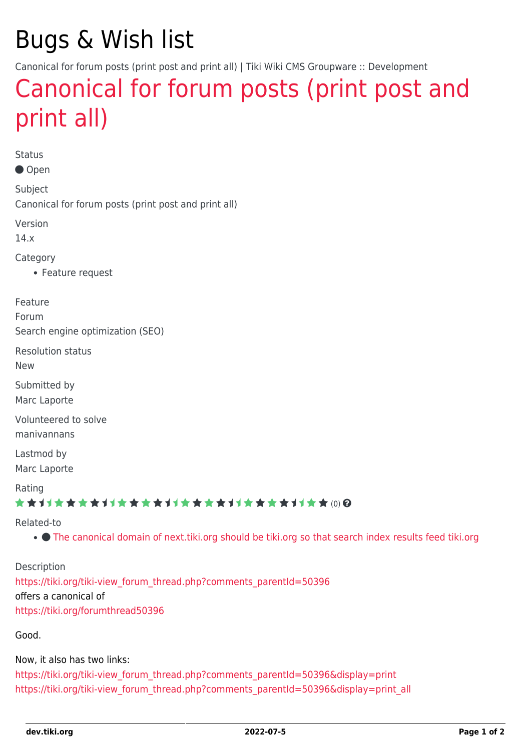# Bugs & Wish list

Canonical for forum posts (print post and print all) | Tiki Wiki CMS Groupware :: Development

## Canonical for forum posts (print post and print all)

Status

● Open

Subject

Canonical for forum posts (print post and print all)

Version

14.x

Category

- Feature request

Feature

Forum

Search engine optimization (SEO)

Resolution status

New

Submitted by

Marc Laporte

Volunteered to solve

manivannans

Lastmod by

Marc Laporte

Rating

(0)

Related-to

- ● The canonical domain of next.tiki.org should be tiki.org so that search index results feed tiki.org

Description

https://tiki.org/tiki-view_forum_thread.php?comments_parentId=50396

offers a canonical of

https://tiki.org/forumthread50396

Good.

Now, it also has two links:

https://tiki.org/tiki-view_forum_thread.php?comments_parentId=50396&display=print

https://tiki.org/tiki-view_forum_thread.php?comments_parentId=50396&display=print_all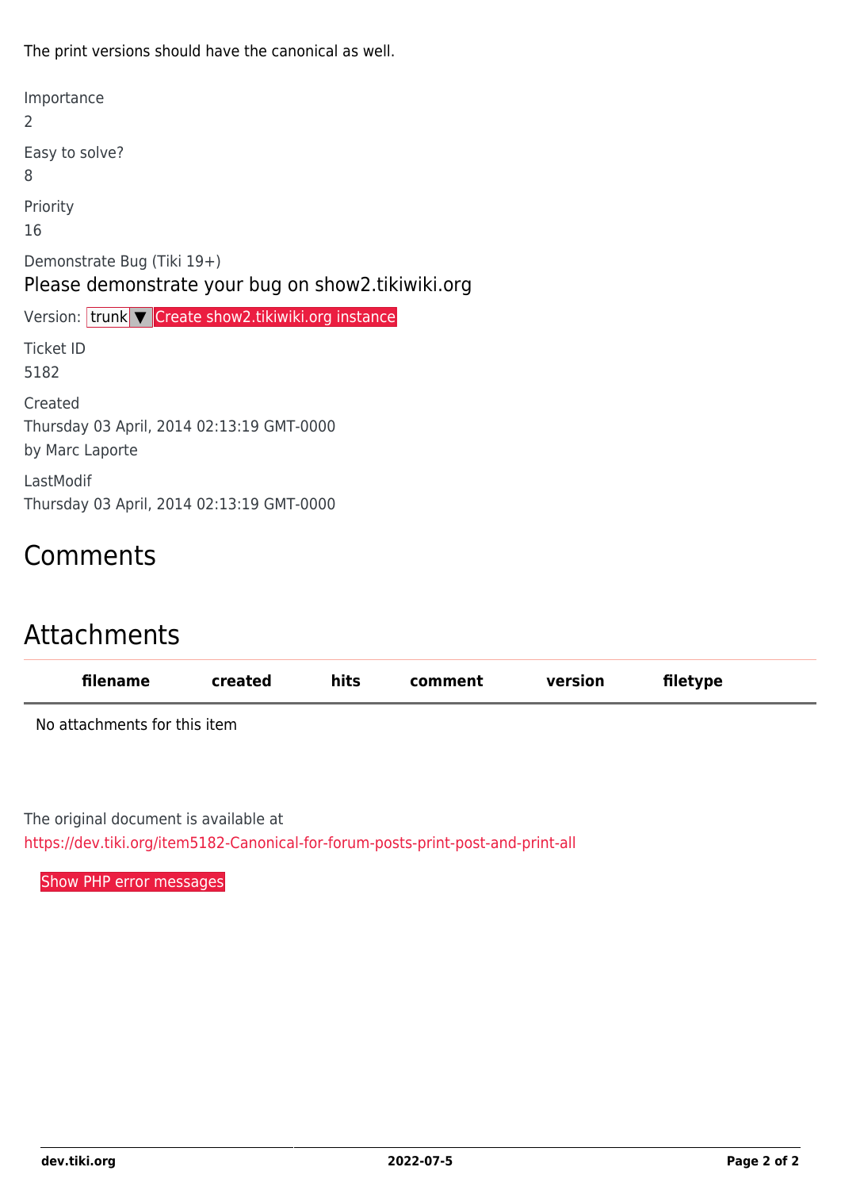The print versions should have the canonical as well.

Importance
2

Easy to solve?
8

Priority
16

Demonstrate Bug (Tiki 19+)

Please demonstrate your bug on show2.tikiwiki.org

Version: trunk ▼ Create show2.tikiwiki.org instance

Ticket ID
5182

Created
Thursday 03 April, 2014 02:13:19 GMT-0000
by Marc Laporte

LastModif
Thursday 03 April, 2014 02:13:19 GMT-0000

## Comments

## Attachments

| filename | created | hits | comment | version | filetype |
|---|---|---|---|---|---|
| No attachments for this item | | | | | |

The original document is available at
https://dev.tiki.org/item5182-Canonical-for-forum-posts-print-post-and-print-all

Show PHP error messages